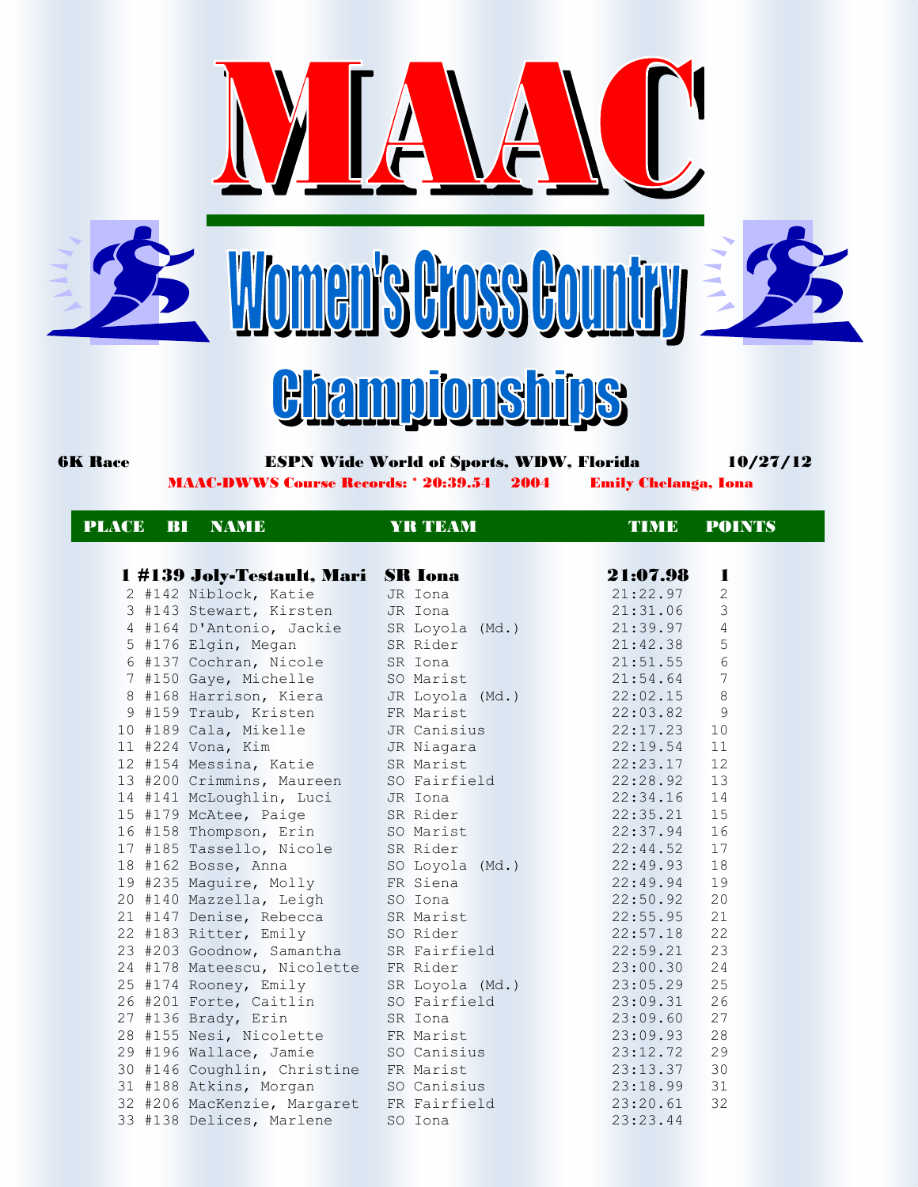# MAAC

## Women's Cross Country

## Championships

**6K Race** — **ESPN Wide World of Sports, WDW, Florida** — **10/27/12**

**MAAC-DWWS Course Records: * 20:39.54 2004 Emily Chelanga, Iona**

| PLACE | BI | NAME | YR | TEAM | TIME | POINTS |
|---|---|---|---|---|---|---|
| **1** | **#139** | **Joly-Testault, Mari** | **SR** | **Iona** | **21:07.98** | **1** |
| 2 | #142 | Niblock, Katie | JR | Iona | 21:22.97 | 2 |
| 3 | #143 | Stewart, Kirsten | JR | Iona | 21:31.06 | 3 |
| 4 | #164 | D'Antonio, Jackie | SR | Loyola (Md.) | 21:39.97 | 4 |
| 5 | #176 | Elgin, Megan | SR | Rider | 21:42.38 | 5 |
| 6 | #137 | Cochran, Nicole | SR | Iona | 21:51.55 | 6 |
| 7 | #150 | Gaye, Michelle | SO | Marist | 21:54.64 | 7 |
| 8 | #168 | Harrison, Kiera | JR | Loyola (Md.) | 22:02.15 | 8 |
| 9 | #159 | Traub, Kristen | FR | Marist | 22:03.82 | 9 |
| 10 | #189 | Cala, Mikelle | JR | Canisius | 22:17.23 | 10 |
| 11 | #224 | Vona, Kim | JR | Niagara | 22:19.54 | 11 |
| 12 | #154 | Messina, Katie | SR | Marist | 22:23.17 | 12 |
| 13 | #200 | Crimmins, Maureen | SO | Fairfield | 22:28.92 | 13 |
| 14 | #141 | McLoughlin, Luci | JR | Iona | 22:34.16 | 14 |
| 15 | #179 | McAtee, Paige | SR | Rider | 22:35.21 | 15 |
| 16 | #158 | Thompson, Erin | SO | Marist | 22:37.94 | 16 |
| 17 | #185 | Tassello, Nicole | SR | Rider | 22:44.52 | 17 |
| 18 | #162 | Bosse, Anna | SO | Loyola (Md.) | 22:49.93 | 18 |
| 19 | #235 | Maguire, Molly | FR | Siena | 22:49.94 | 19 |
| 20 | #140 | Mazzella, Leigh | SO | Iona | 22:50.92 | 20 |
| 21 | #147 | Denise, Rebecca | SR | Marist | 22:55.95 | 21 |
| 22 | #183 | Ritter, Emily | SO | Rider | 22:57.18 | 22 |
| 23 | #203 | Goodnow, Samantha | SR | Fairfield | 22:59.21 | 23 |
| 24 | #178 | Mateescu, Nicolette | FR | Rider | 23:00.30 | 24 |
| 25 | #174 | Rooney, Emily | SR | Loyola (Md.) | 23:05.29 | 25 |
| 26 | #201 | Forte, Caitlin | SO | Fairfield | 23:09.31 | 26 |
| 27 | #136 | Brady, Erin | SR | Iona | 23:09.60 | 27 |
| 28 | #155 | Nesi, Nicolette | FR | Marist | 23:09.93 | 28 |
| 29 | #196 | Wallace, Jamie | SO | Canisius | 23:12.72 | 29 |
| 30 | #146 | Coughlin, Christine | FR | Marist | 23:13.37 | 30 |
| 31 | #188 | Atkins, Morgan | SO | Canisius | 23:18.99 | 31 |
| 32 | #206 | MacKenzie, Margaret | FR | Fairfield | 23:20.61 | 32 |
| 33 | #138 | Delices, Marlene | SO | Iona | 23:23.44 | |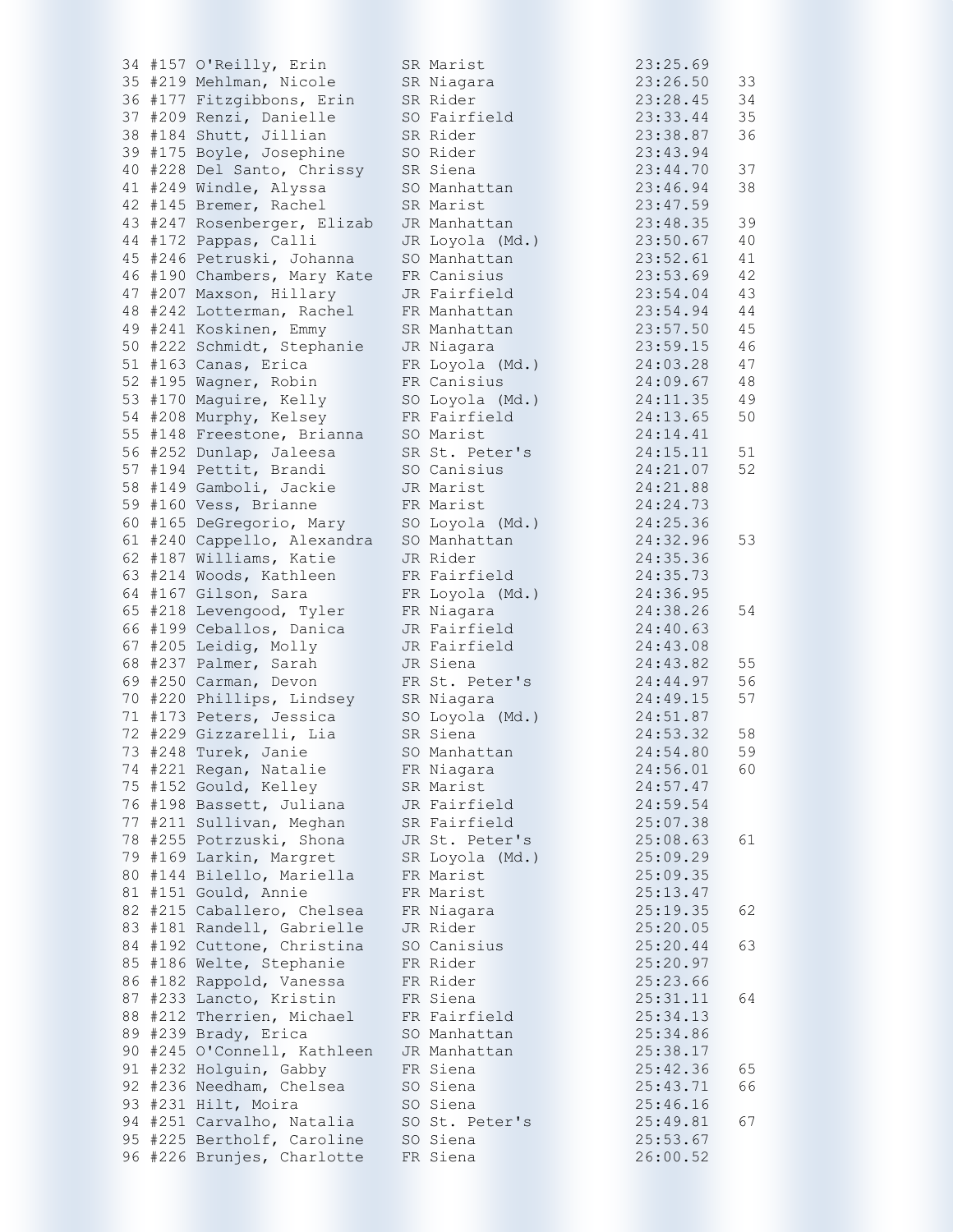```
34 #157 O'Reilly, Erin        SR Marist                 23:25.69
35 #219 Mehlman, Nicole       SR Niagara                23:26.50   33
36 #177 Fitzgibbons, Erin     SR Rider                  23:28.45   34
37 #209 Renzi, Danielle       SO Fairfield              23:33.44   35
38 #184 Shutt, Jillian        SR Rider                  23:38.87   36
39 #175 Boyle, Josephine      SO Rider                  23:43.94
40 #228 Del Santo, Chrissy    SR Siena                  23:44.70   37
41 #249 Windle, Alyssa        SO Manhattan              23:46.94   38
42 #145 Bremer, Rachel        SR Marist                 23:47.59
43 #247 Rosenberger, Elizab   JR Manhattan              23:48.35   39
44 #172 Pappas, Calli         JR Loyola (Md.)           23:50.67   40
45 #246 Petruski, Johanna     SO Manhattan              23:52.61   41
46 #190 Chambers, Mary Kate   FR Canisius               23:53.69   42
47 #207 Maxson, Hillary       JR Fairfield              23:54.04   43
48 #242 Lotterman, Rachel     FR Manhattan              23:54.94   44
49 #241 Koskinen, Emmy        SR Manhattan              23:57.50   45
50 #222 Schmidt, Stephanie    JR Niagara                23:59.15   46
51 #163 Canas, Erica          FR Loyola (Md.)           24:03.28   47
52 #195 Wagner, Robin         FR Canisius               24:09.67   48
53 #170 Maguire, Kelly        SO Loyola (Md.)           24:11.35   49
54 #208 Murphy, Kelsey        FR Fairfield              24:13.65   50
55 #148 Freestone, Brianna    SO Marist                 24:14.41
56 #252 Dunlap, Jaleesa       SR St. Peter's            24:15.11   51
57 #194 Pettit, Brandi        SO Canisius               24:21.07   52
58 #149 Gamboli, Jackie       JR Marist                 24:21.88
59 #160 Vess, Brianne         FR Marist                 24:24.73
60 #165 DeGregorio, Mary      SO Loyola (Md.)           24:25.36
61 #240 Cappello, Alexandra   SO Manhattan              24:32.96   53
62 #187 Williams, Katie       JR Rider                  24:35.36
63 #214 Woods, Kathleen       FR Fairfield              24:35.73
64 #167 Gilson, Sara          FR Loyola (Md.)           24:36.95
65 #218 Levengood, Tyler      FR Niagara                24:38.26   54
66 #199 Ceballos, Danica      JR Fairfield              24:40.63
67 #205 Leidig, Molly         JR Fairfield              24:43.08
68 #237 Palmer, Sarah         JR Siena                  24:43.82   55
69 #250 Carman, Devon         FR St. Peter's            24:44.97   56
70 #220 Phillips, Lindsey     SR Niagara                24:49.15   57
71 #173 Peters, Jessica       SO Loyola (Md.)           24:51.87
72 #229 Gizzarelli, Lia       SR Siena                  24:53.32   58
73 #248 Turek, Janie          SO Manhattan              24:54.80   59
74 #221 Regan, Natalie        FR Niagara                24:56.01   60
75 #152 Gould, Kelley         SR Marist                 24:57.47
76 #198 Bassett, Juliana      JR Fairfield              24:59.54
77 #211 Sullivan, Meghan      SR Fairfield              25:07.38
78 #255 Potrzuski, Shona      JR St. Peter's            25:08.63   61
79 #169 Larkin, Margret       SR Loyola (Md.)           25:09.29
80 #144 Bilello, Mariella     FR Marist                 25:09.35
81 #151 Gould, Annie          FR Marist                 25:13.47
82 #215 Caballero, Chelsea    FR Niagara                25:19.35   62
83 #181 Randell, Gabrielle    JR Rider                  25:20.05
84 #192 Cuttone, Christina    SO Canisius               25:20.44   63
85 #186 Welte, Stephanie      FR Rider                  25:20.97
86 #182 Rappold, Vanessa      FR Rider                  25:23.66
87 #233 Lancto, Kristin       FR Siena                  25:31.11   64
88 #212 Therrien, Michael     FR Fairfield              25:34.13
89 #239 Brady, Erica          SO Manhattan              25:34.86
90 #245 O'Connell, Kathleen   JR Manhattan              25:38.17
91 #232 Holguin, Gabby        FR Siena                  25:42.36   65
92 #236 Needham, Chelsea      SO Siena                  25:43.71   66
93 #231 Hilt, Moira           SO Siena                  25:46.16
94 #251 Carvalho, Natalia     SO St. Peter's            25:49.81   67
95 #225 Bertholf, Caroline    SO Siena                  25:53.67
96 #226 Brunjes, Charlotte    FR Siena                  26:00.52
```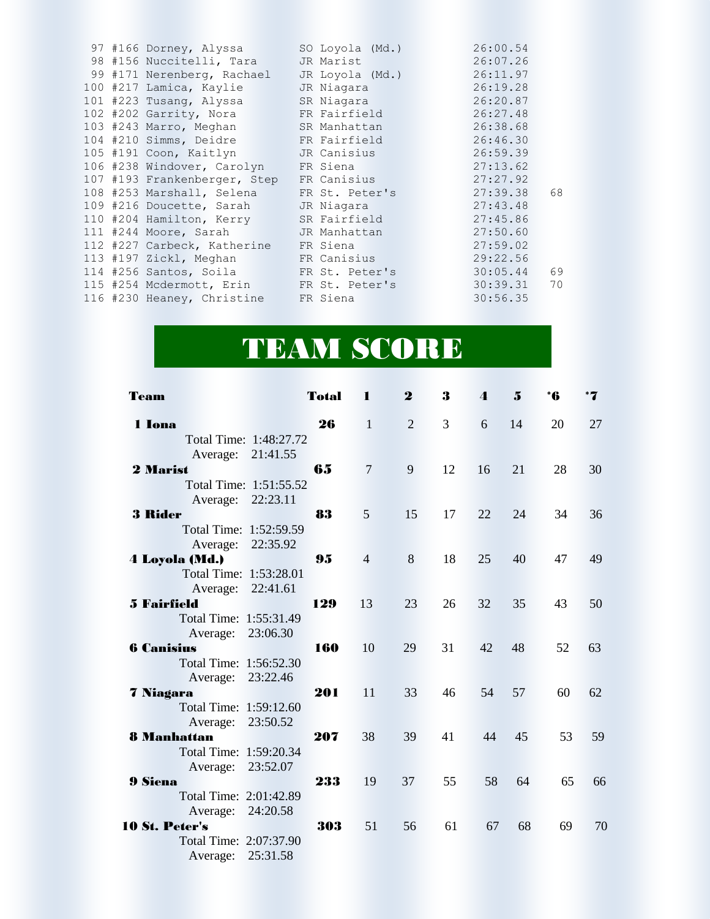| | | | | | | |
|---|---|---|---|---|---|---|
| 97 | #166 | Dorney, Alyssa | SO | Loyola (Md.) | 26:00.54 | |
| 98 | #156 | Nuccitelli, Tara | JR | Marist | 26:07.26 | |
| 99 | #171 | Nerenberg, Rachael | JR | Loyola (Md.) | 26:11.97 | |
| 100 | #217 | Lamica, Kaylie | JR | Niagara | 26:19.28 | |
| 101 | #223 | Tusang, Alyssa | SR | Niagara | 26:20.87 | |
| 102 | #202 | Garrity, Nora | FR | Fairfield | 26:27.48 | |
| 103 | #243 | Marro, Meghan | SR | Manhattan | 26:38.68 | |
| 104 | #210 | Simms, Deidre | FR | Fairfield | 26:46.30 | |
| 105 | #191 | Coon, Kaitlyn | JR | Canisius | 26:59.39 | |
| 106 | #238 | Windover, Carolyn | FR | Siena | 27:13.62 | |
| 107 | #193 | Frankenberger, Step | FR | Canisius | 27:27.92 | |
| 108 | #253 | Marshall, Selena | FR | St. Peter's | 27:39.38 | 68 |
| 109 | #216 | Doucette, Sarah | JR | Niagara | 27:43.48 | |
| 110 | #204 | Hamilton, Kerry | SR | Fairfield | 27:45.86 | |
| 111 | #244 | Moore, Sarah | JR | Manhattan | 27:50.60 | |
| 112 | #227 | Carbeck, Katherine | FR | Siena | 27:59.02 | |
| 113 | #197 | Zickl, Meghan | FR | Canisius | 29:22.56 | |
| 114 | #256 | Santos, Soila | FR | St. Peter's | 30:05.44 | 69 |
| 115 | #254 | Mcdermott, Erin | FR | St. Peter's | 30:39.31 | 70 |
| 116 | #230 | Heaney, Christine | FR | Siena | 30:56.35 | |

# TEAM SCORE

| Team | Total | 1 | 2 | 3 | 4 | 5 | *6 | *7 |
|---|---|---|---|---|---|---|---|---|
| **1 Iona** | **26** | 1 | 2 | 3 | 6 | 14 | 20 | 27 |
| Total Time: 1:48:27.72 | | | | | | | | |
| Average: 21:41.55 | | | | | | | | |
| **2 Marist** | **65** | 7 | 9 | 12 | 16 | 21 | 28 | 30 |
| Total Time: 1:51:55.52 | | | | | | | | |
| Average: 22:23.11 | | | | | | | | |
| **3 Rider** | **83** | 5 | 15 | 17 | 22 | 24 | 34 | 36 |
| Total Time: 1:52:59.59 | | | | | | | | |
| Average: 22:35.92 | | | | | | | | |
| **4 Loyola (Md.)** | **95** | 4 | 8 | 18 | 25 | 40 | 47 | 49 |
| Total Time: 1:53:28.01 | | | | | | | | |
| Average: 22:41.61 | | | | | | | | |
| **5 Fairfield** | **129** | 13 | 23 | 26 | 32 | 35 | 43 | 50 |
| Total Time: 1:55:31.49 | | | | | | | | |
| Average: 23:06.30 | | | | | | | | |
| **6 Canisius** | **160** | 10 | 29 | 31 | 42 | 48 | 52 | 63 |
| Total Time: 1:56:52.30 | | | | | | | | |
| Average: 23:22.46 | | | | | | | | |
| **7 Niagara** | **201** | 11 | 33 | 46 | 54 | 57 | 60 | 62 |
| Total Time: 1:59:12.60 | | | | | | | | |
| Average: 23:50.52 | | | | | | | | |
| **8 Manhattan** | **207** | 38 | 39 | 41 | 44 | 45 | 53 | 59 |
| Total Time: 1:59:20.34 | | | | | | | | |
| Average: 23:52.07 | | | | | | | | |
| **9 Siena** | **233** | 19 | 37 | 55 | 58 | 64 | 65 | 66 |
| Total Time: 2:01:42.89 | | | | | | | | |
| Average: 24:20.58 | | | | | | | | |
| **10 St. Peter's** | **303** | 51 | 56 | 61 | 67 | 68 | 69 | 70 |
| Total Time: 2:07:37.90 | | | | | | | | |
| Average: 25:31.58 | | | | | | | | |